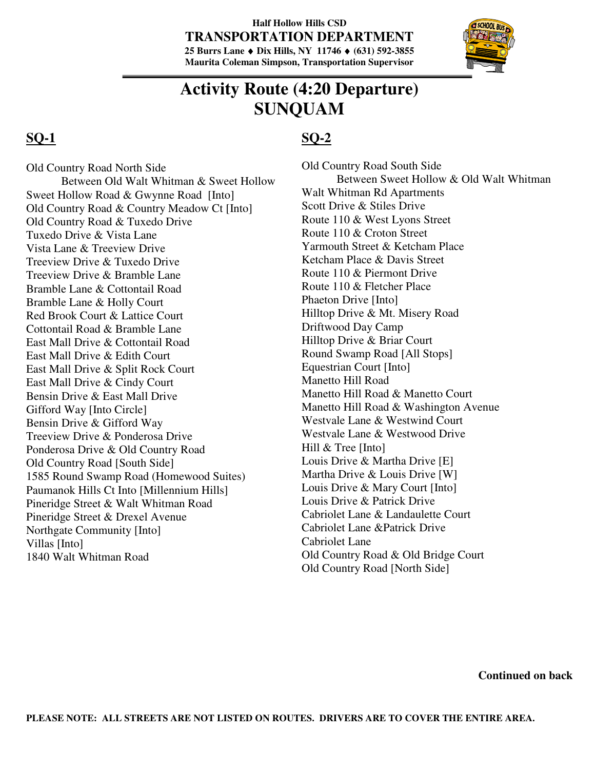**Half Hollow Hills CSD**
**TRANSPORTATION DEPARTMENT**
**25 Burrs Lane ♦ Dix Hills, NY 11746 ♦ (631) 592-3855**
**Maurita Coleman Simpson, Transportation Supervisor**

# Activity Route (4:20 Departure)
# SUNQUAM

## SQ-1

Old Country Road North Side
 Between Old Walt Whitman & Sweet Hollow
Sweet Hollow Road & Gwynne Road [Into]
Old Country Road & Country Meadow Ct [Into]
Old Country Road & Tuxedo Drive
Tuxedo Drive & Vista Lane
Vista Lane & Treeview Drive
Treeview Drive & Tuxedo Drive
Treeview Drive & Bramble Lane
Bramble Lane & Cottontail Road
Bramble Lane & Holly Court
Red Brook Court & Lattice Court
Cottontail Road & Bramble Lane
East Mall Drive & Cottontail Road
East Mall Drive & Edith Court
East Mall Drive & Split Rock Court
East Mall Drive & Cindy Court
Bensin Drive & East Mall Drive
Gifford Way [Into Circle]
Bensin Drive & Gifford Way
Treeview Drive & Ponderosa Drive
Ponderosa Drive & Old Country Road
Old Country Road [South Side]
1585 Round Swamp Road (Homewood Suites)
Paumanok Hills Ct Into [Millennium Hills]
Pineridge Street & Walt Whitman Road
Pineridge Street & Drexel Avenue
Northgate Community [Into]
Villas [Into]
1840 Walt Whitman Road

## SQ-2

Old Country Road South Side
 Between Sweet Hollow & Old Walt Whitman
Walt Whitman Rd Apartments
Scott Drive & Stiles Drive
Route 110 & West Lyons Street
Route 110 & Croton Street
Yarmouth Street & Ketcham Place
Ketcham Place & Davis Street
Route 110 & Piermont Drive
Route 110 & Fletcher Place
Phaeton Drive [Into]
Hilltop Drive & Mt. Misery Road
Driftwood Day Camp
Hilltop Drive & Briar Court
Round Swamp Road [All Stops]
Equestrian Court [Into]
Manetto Hill Road
Manetto Hill Road & Manetto Court
Manetto Hill Road & Washington Avenue
Westvale Lane & Westwind Court
Westvale Lane & Westwood Drive
Hill & Tree [Into]
Louis Drive & Martha Drive [E]
Martha Drive & Louis Drive [W]
Louis Drive & Mary Court [Into]
Louis Drive & Patrick Drive
Cabriolet Lane & Landaulette Court
Cabriolet Lane &Patrick Drive
Cabriolet Lane
Old Country Road & Old Bridge Court
Old Country Road [North Side]

**Continued on back**

**PLEASE NOTE: ALL STREETS ARE NOT LISTED ON ROUTES. DRIVERS ARE TO COVER THE ENTIRE AREA.**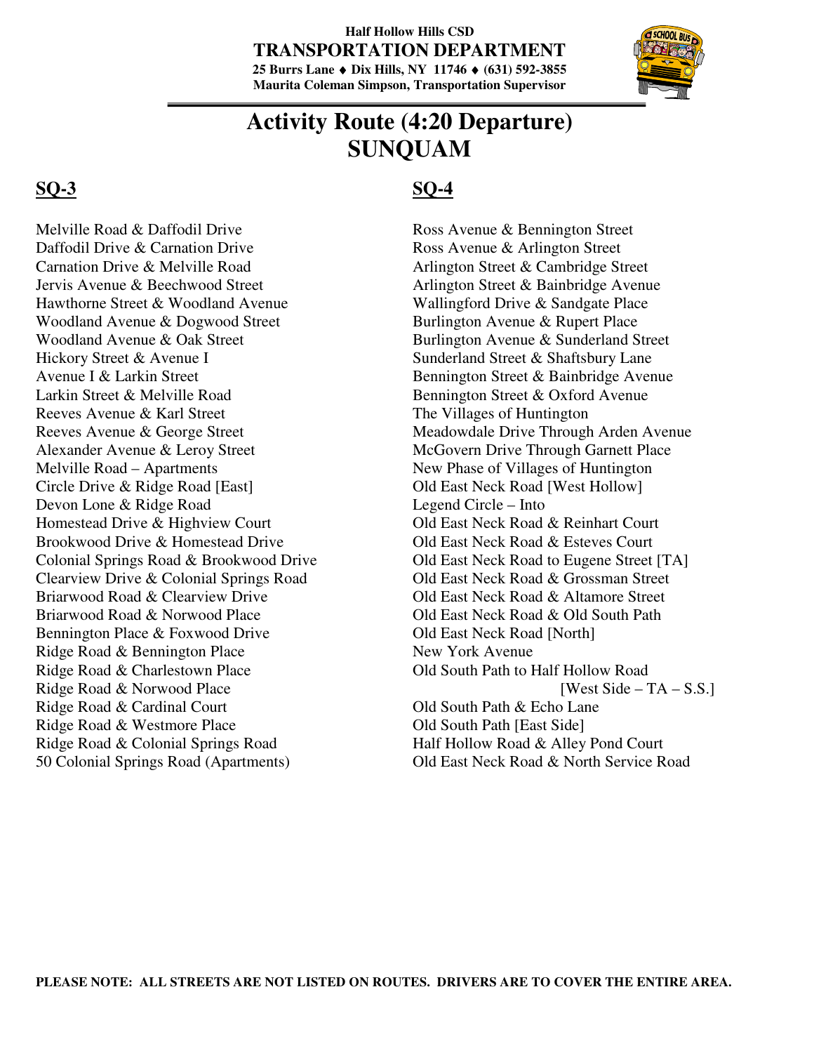**Half Hollow Hills CSD**
**TRANSPORTATION DEPARTMENT**
**25 Burrs Lane ♦ Dix Hills, NY 11746 ♦ (631) 592-3855**
**Maurita Coleman Simpson, Transportation Supervisor**

# Activity Route (4:20 Departure)
# SUNQUAM

## SQ-3

Melville Road & Daffodil Drive
Daffodil Drive & Carnation Drive
Carnation Drive & Melville Road
Jervis Avenue & Beechwood Street
Hawthorne Street & Woodland Avenue
Woodland Avenue & Dogwood Street
Woodland Avenue & Oak Street
Hickory Street & Avenue I
Avenue I & Larkin Street
Larkin Street & Melville Road
Reeves Avenue & Karl Street
Reeves Avenue & George Street
Alexander Avenue & Leroy Street
Melville Road – Apartments
Circle Drive & Ridge Road [East]
Devon Lone & Ridge Road
Homestead Drive & Highview Court
Brookwood Drive & Homestead Drive
Colonial Springs Road & Brookwood Drive
Clearview Drive & Colonial Springs Road
Briarwood Road & Clearview Drive
Briarwood Road & Norwood Place
Bennington Place & Foxwood Drive
Ridge Road & Bennington Place
Ridge Road & Charlestown Place
Ridge Road & Norwood Place
Ridge Road & Cardinal Court
Ridge Road & Westmore Place
Ridge Road & Colonial Springs Road
50 Colonial Springs Road (Apartments)

## SQ-4

Ross Avenue & Bennington Street
Ross Avenue & Arlington Street
Arlington Street & Cambridge Street
Arlington Street & Bainbridge Avenue
Wallingford Drive & Sandgate Place
Burlington Avenue & Rupert Place
Burlington Avenue & Sunderland Street
Sunderland Street & Shaftsbury Lane
Bennington Street & Bainbridge Avenue
Bennington Street & Oxford Avenue
The Villages of Huntington
Meadowdale Drive Through Arden Avenue
McGovern Drive Through Garnett Place
New Phase of Villages of Huntington
Old East Neck Road [West Hollow]
Legend Circle – Into
Old East Neck Road & Reinhart Court
Old East Neck Road & Esteves Court
Old East Neck Road to Eugene Street [TA]
Old East Neck Road & Grossman Street
Old East Neck Road & Altamore Street
Old East Neck Road & Old South Path
Old East Neck Road [North]
New York Avenue
Old South Path to Half Hollow Road [West Side – TA – S.S.]
Old South Path & Echo Lane
Old South Path [East Side]
Half Hollow Road & Alley Pond Court
Old East Neck Road & North Service Road

**PLEASE NOTE: ALL STREETS ARE NOT LISTED ON ROUTES. DRIVERS ARE TO COVER THE ENTIRE AREA.**